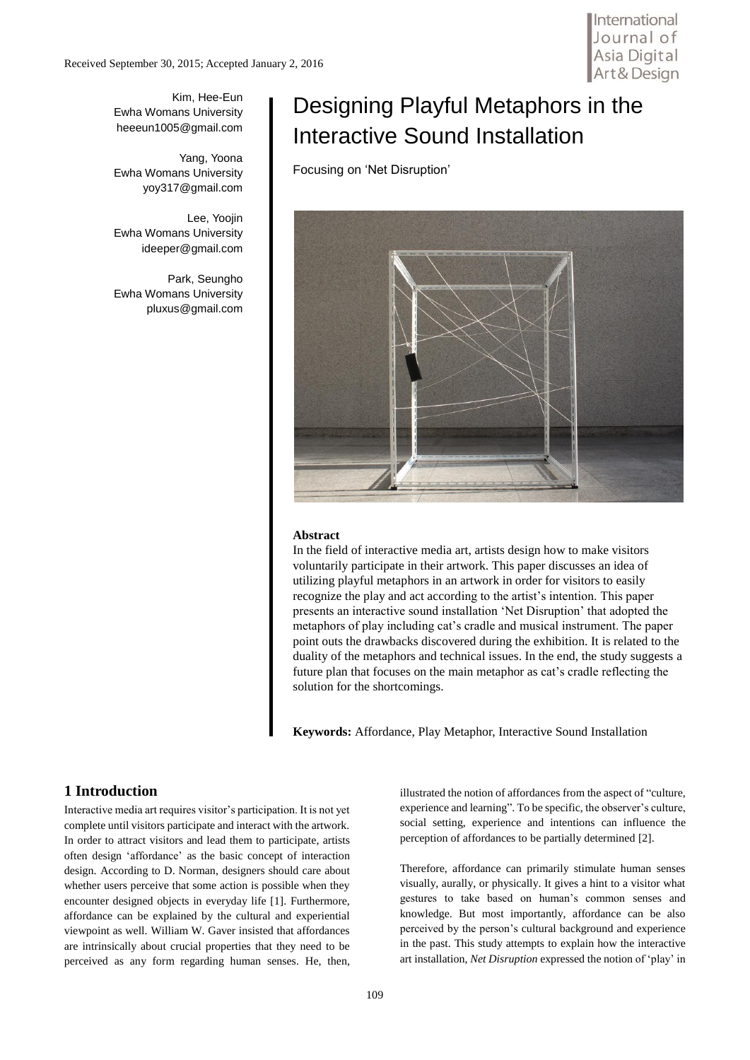Received September 30, 2015; Accepted January 2, 2016

Kim, Hee-Eun
Ewha Womans University
heeeun1005@gmail.com

Yang, Yoona
Ewha Womans University
yoy317@gmail.com

Lee, Yoojin
Ewha Womans University
ideeper@gmail.com

Park, Seungho
Ewha Womans University
pluxus@gmail.com

# Designing Playful Metaphors in the Interactive Sound Installation

Focusing on 'Net Disruption'

**Abstract**

In the field of interactive media art, artists design how to make visitors voluntarily participate in their artwork. This paper discusses an idea of utilizing playful metaphors in an artwork in order for visitors to easily recognize the play and act according to the artist's intention. This paper presents an interactive sound installation 'Net Disruption' that adopted the metaphors of play including cat's cradle and musical instrument. The paper point outs the drawbacks discovered during the exhibition. It is related to the duality of the metaphors and technical issues. In the end, the study suggests a future plan that focuses on the main metaphor as cat's cradle reflecting the solution for the shortcomings.

**Keywords:** Affordance, Play Metaphor, Interactive Sound Installation

## 1 Introduction

Interactive media art requires visitor's participation. It is not yet complete until visitors participate and interact with the artwork. In order to attract visitors and lead them to participate, artists often design 'affordance' as the basic concept of interaction design. According to D. Norman, designers should care about whether users perceive that some action is possible when they encounter designed objects in everyday life [1]. Furthermore, affordance can be explained by the cultural and experiential viewpoint as well. William W. Gaver insisted that affordances are intrinsically about crucial properties that they need to be perceived as any form regarding human senses. He, then, illustrated the notion of affordances from the aspect of "culture, experience and learning". To be specific, the observer's culture, social setting, experience and intentions can influence the perception of affordances to be partially determined [2].

Therefore, affordance can primarily stimulate human senses visually, aurally, or physically. It gives a hint to a visitor what gestures to take based on human's common senses and knowledge. But most importantly, affordance can be also perceived by the person's cultural background and experience in the past. This study attempts to explain how the interactive art installation, *Net Disruption* expressed the notion of 'play' in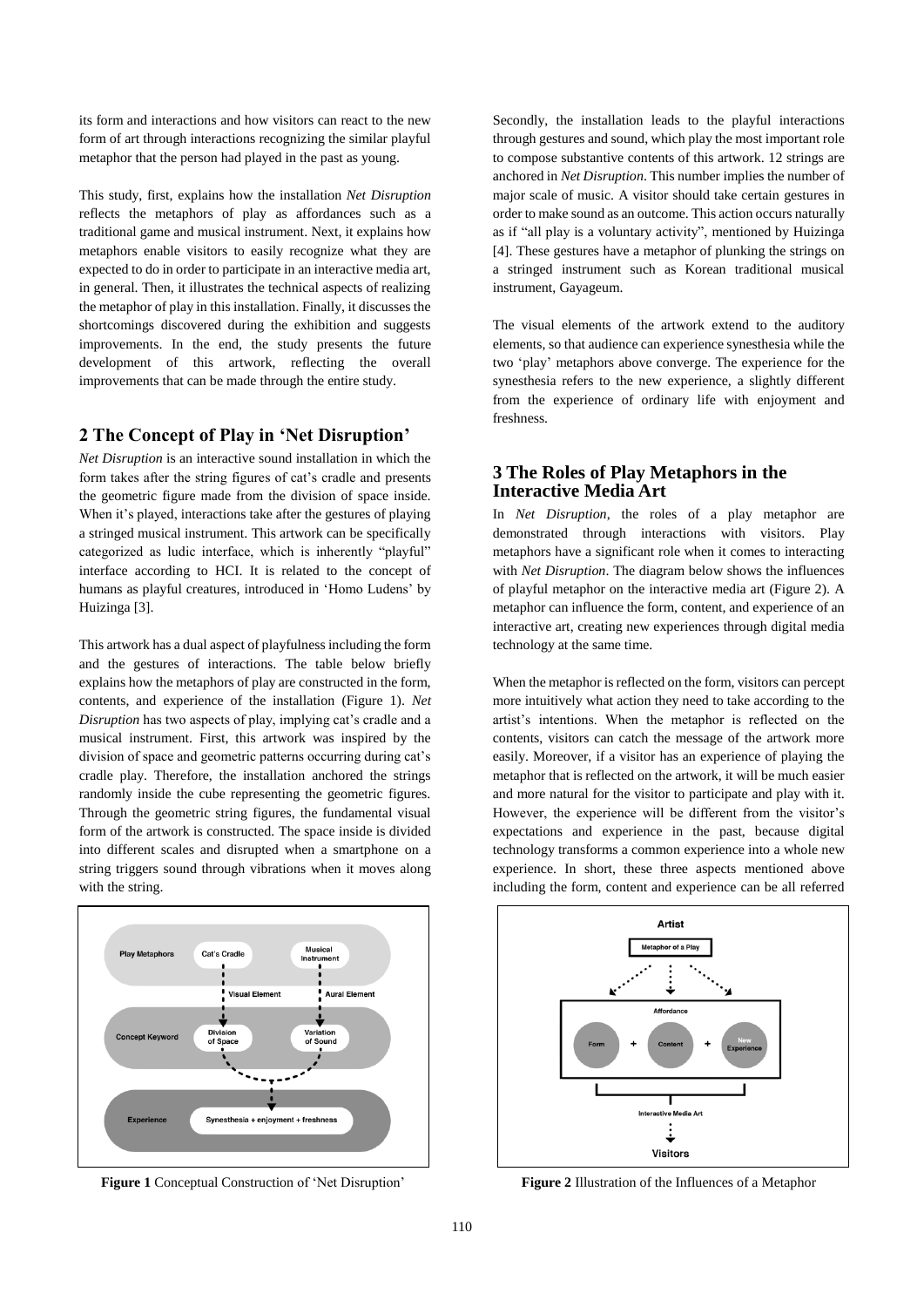its form and interactions and how visitors can react to the new form of art through interactions recognizing the similar playful metaphor that the person had played in the past as young.

This study, first, explains how the installation *Net Disruption* reflects the metaphors of play as affordances such as a traditional game and musical instrument. Next, it explains how metaphors enable visitors to easily recognize what they are expected to do in order to participate in an interactive media art, in general. Then, it illustrates the technical aspects of realizing the metaphor of play in this installation. Finally, it discusses the shortcomings discovered during the exhibition and suggests improvements. In the end, the study presents the future development of this artwork, reflecting the overall improvements that can be made through the entire study.

## 2 The Concept of Play in 'Net Disruption'

*Net Disruption* is an interactive sound installation in which the form takes after the string figures of cat's cradle and presents the geometric figure made from the division of space inside. When it's played, interactions take after the gestures of playing a stringed musical instrument. This artwork can be specifically categorized as ludic interface, which is inherently "playful" interface according to HCI. It is related to the concept of humans as playful creatures, introduced in 'Homo Ludens' by Huizinga [3].

This artwork has a dual aspect of playfulness including the form and the gestures of interactions. The table below briefly explains how the metaphors of play are constructed in the form, contents, and experience of the installation (Figure 1). *Net Disruption* has two aspects of play, implying cat's cradle and a musical instrument. First, this artwork was inspired by the division of space and geometric patterns occurring during cat's cradle play. Therefore, the installation anchored the strings randomly inside the cube representing the geometric figures. Through the geometric string figures, the fundamental visual form of the artwork is constructed. The space inside is divided into different scales and disrupted when a smartphone on a string triggers sound through vibrations when it moves along with the string.

**Figure 1** Conceptual Construction of 'Net Disruption'

Secondly, the installation leads to the playful interactions through gestures and sound, which play the most important role to compose substantive contents of this artwork. 12 strings are anchored in *Net Disruption*. This number implies the number of major scale of music. A visitor should take certain gestures in order to make sound as an outcome. This action occurs naturally as if "all play is a voluntary activity", mentioned by Huizinga [4]. These gestures have a metaphor of plunking the strings on a stringed instrument such as Korean traditional musical instrument, Gayageum.

The visual elements of the artwork extend to the auditory elements, so that audience can experience synesthesia while the two 'play' metaphors above converge. The experience for the synesthesia refers to the new experience, a slightly different from the experience of ordinary life with enjoyment and freshness.

## 3 The Roles of Play Metaphors in the Interactive Media Art

In *Net Disruption*, the roles of a play metaphor are demonstrated through interactions with visitors. Play metaphors have a significant role when it comes to interacting with *Net Disruption*. The diagram below shows the influences of playful metaphor on the interactive media art (Figure 2). A metaphor can influence the form, content, and experience of an interactive art, creating new experiences through digital media technology at the same time.

When the metaphor is reflected on the form, visitors can percept more intuitively what action they need to take according to the artist's intentions. When the metaphor is reflected on the contents, visitors can catch the message of the artwork more easily. Moreover, if a visitor has an experience of playing the metaphor that is reflected on the artwork, it will be much easier and more natural for the visitor to participate and play with it. However, the experience will be different from the visitor's expectations and experience in the past, because digital technology transforms a common experience into a whole new experience. In short, these three aspects mentioned above including the form, content and experience can be all referred

**Figure 2** Illustration of the Influences of a Metaphor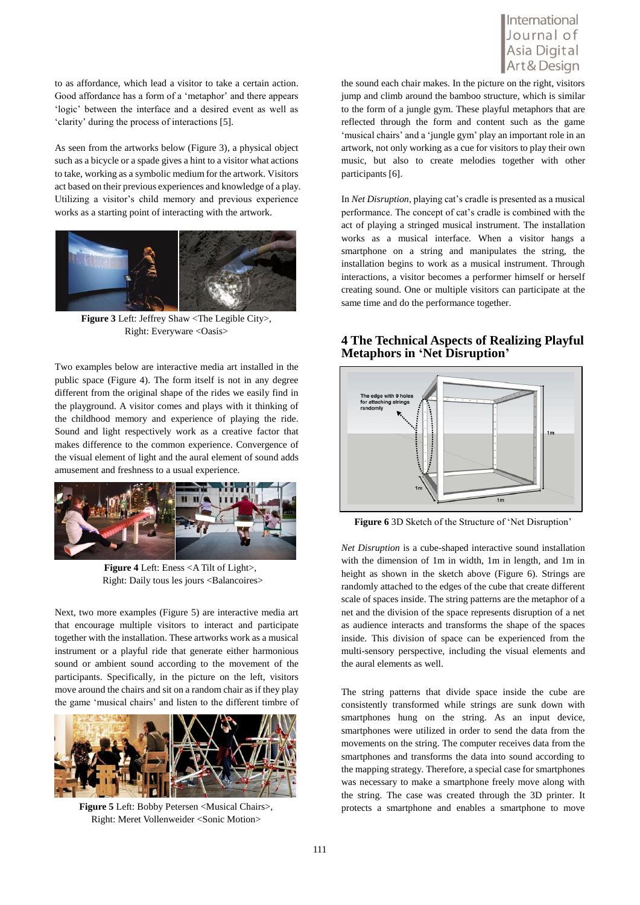to as affordance, which lead a visitor to take a certain action. Good affordance has a form of a 'metaphor' and there appears 'logic' between the interface and a desired event as well as 'clarity' during the process of interactions [5].

As seen from the artworks below (Figure 3), a physical object such as a bicycle or a spade gives a hint to a visitor what actions to take, working as a symbolic medium for the artwork. Visitors act based on their previous experiences and knowledge of a play. Utilizing a visitor's child memory and previous experience works as a starting point of interacting with the artwork.

**Figure 3** Left: Jeffrey Shaw <The Legible City>, Right: Everyware <Oasis>

Two examples below are interactive media art installed in the public space (Figure 4). The form itself is not in any degree different from the original shape of the rides we easily find in the playground. A visitor comes and plays with it thinking of the childhood memory and experience of playing the ride. Sound and light respectively work as a creative factor that makes difference to the common experience. Convergence of the visual element of light and the aural element of sound adds amusement and freshness to a usual experience.

**Figure 4** Left: Eness <A Tilt of Light>, Right: Daily tous les jours <Balancoires>

Next, two more examples (Figure 5) are interactive media art that encourage multiple visitors to interact and participate together with the installation. These artworks work as a musical instrument or a playful ride that generate either harmonious sound or ambient sound according to the movement of the participants. Specifically, in the picture on the left, visitors move around the chairs and sit on a random chair as if they play the game 'musical chairs' and listen to the different timbre of the sound each chair makes. In the picture on the right, visitors jump and climb around the bamboo structure, which is similar to the form of a jungle gym. These playful metaphors that are reflected through the form and content such as the game 'musical chairs' and a 'jungle gym' play an important role in an artwork, not only working as a cue for visitors to play their own music, but also to create melodies together with other participants [6].

**Figure 5** Left: Bobby Petersen <Musical Chairs>, Right: Meret Vollenweider <Sonic Motion>

In *Net Disruption*, playing cat's cradle is presented as a musical performance. The concept of cat's cradle is combined with the act of playing a stringed musical instrument. The installation works as a musical interface. When a visitor hangs a smartphone on a string and manipulates the string, the installation begins to work as a musical instrument. Through interactions, a visitor becomes a performer himself or herself creating sound. One or multiple visitors can participate at the same time and do the performance together.

## 4 The Technical Aspects of Realizing Playful Metaphors in 'Net Disruption'

**Figure 6** 3D Sketch of the Structure of 'Net Disruption'

*Net Disruption* is a cube-shaped interactive sound installation with the dimension of 1m in width, 1m in length, and 1m in height as shown in the sketch above (Figure 6). Strings are randomly attached to the edges of the cube that create different scale of spaces inside. The string patterns are the metaphor of a net and the division of the space represents disruption of a net as audience interacts and transforms the shape of the spaces inside. This division of space can be experienced from the multi-sensory perspective, including the visual elements and the aural elements as well.

The string patterns that divide space inside the cube are consistently transformed while strings are sunk down with smartphones hung on the string. As an input device, smartphones were utilized in order to send the data from the movements on the string. The computer receives data from the smartphones and transforms the data into sound according to the mapping strategy. Therefore, a special case for smartphones was necessary to make a smartphone freely move along with the string. The case was created through the 3D printer. It protects a smartphone and enables a smartphone to move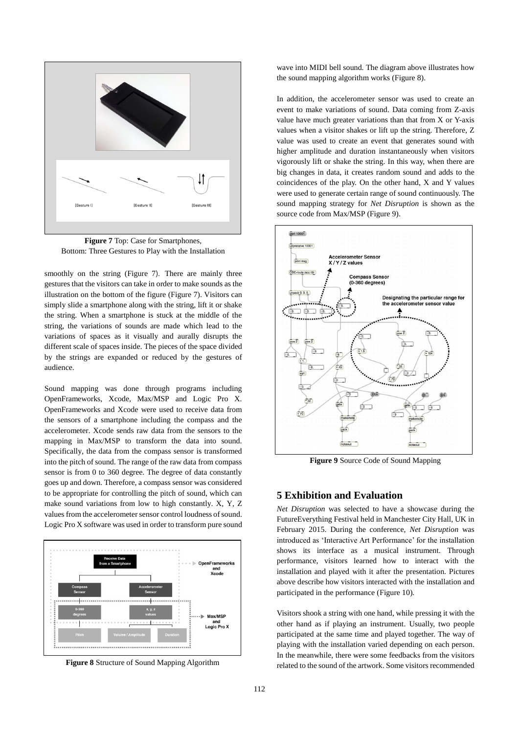**Figure 7** Top: Case for Smartphones, Bottom: Three Gestures to Play with the Installation

smoothly on the string (Figure 7). There are mainly three gestures that the visitors can take in order to make sounds as the illustration on the bottom of the figure (Figure 7). Visitors can simply slide a smartphone along with the string, lift it or shake the string. When a smartphone is stuck at the middle of the string, the variations of sounds are made which lead to the variations of spaces as it visually and aurally disrupts the different scale of spaces inside. The pieces of the space divided by the strings are expanded or reduced by the gestures of audience.

Sound mapping was done through programs including OpenFrameworks, Xcode, Max/MSP and Logic Pro X. OpenFrameworks and Xcode were used to receive data from the sensors of a smartphone including the compass and the accelerometer. Xcode sends raw data from the sensors to the mapping in Max/MSP to transform the data into sound. Specifically, the data from the compass sensor is transformed into the pitch of sound. The range of the raw data from compass sensor is from 0 to 360 degree. The degree of data constantly goes up and down. Therefore, a compass sensor was considered to be appropriate for controlling the pitch of sound, which can make sound variations from low to high constantly. X, Y, Z values from the accelerometer sensor control loudness of sound. Logic Pro X software was used in order to transform pure sound wave into MIDI bell sound. The diagram above illustrates how the sound mapping algorithm works (Figure 8).

**Figure 8** Structure of Sound Mapping Algorithm

In addition, the accelerometer sensor was used to create an event to make variations of sound. Data coming from Z-axis value have much greater variations than that from X or Y-axis values when a visitor shakes or lift up the string. Therefore, Z value was used to create an event that generates sound with higher amplitude and duration instantaneously when visitors vigorously lift or shake the string. In this way, when there are big changes in data, it creates random sound and adds to the coincidences of the play. On the other hand, X and Y values were used to generate certain range of sound continuously. The sound mapping strategy for *Net Disruption* is shown as the source code from Max/MSP (Figure 9).

**Figure 9** Source Code of Sound Mapping

## 5 Exhibition and Evaluation

*Net Disruption* was selected to have a showcase during the FutureEverything Festival held in Manchester City Hall, UK in February 2015. During the conference, *Net Disruption* was introduced as 'Interactive Art Performance' for the installation shows its interface as a musical instrument. Through performance, visitors learned how to interact with the installation and played with it after the presentation. Pictures above describe how visitors interacted with the installation and participated in the performance (Figure 10).

Visitors shook a string with one hand, while pressing it with the other hand as if playing an instrument. Usually, two people participated at the same time and played together. The way of playing with the installation varied depending on each person. In the meanwhile, there were some feedbacks from the visitors related to the sound of the artwork. Some visitors recommended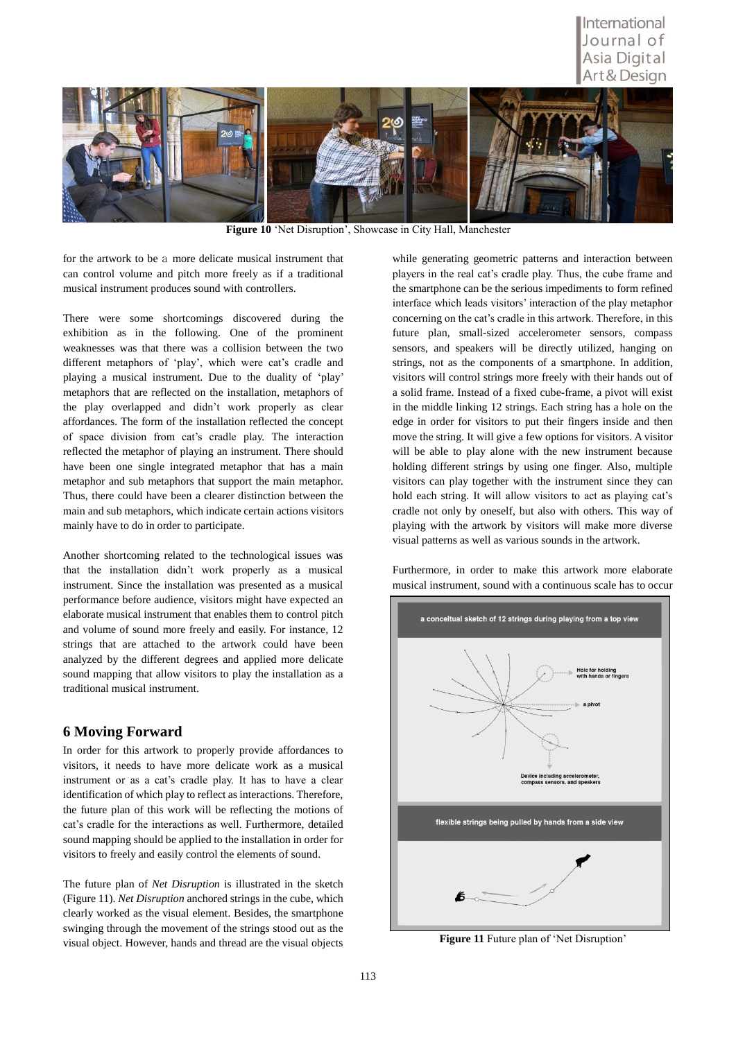**Figure 10** 'Net Disruption', Showcase in City Hall, Manchester

for the artwork to be a more delicate musical instrument that can control volume and pitch more freely as if a traditional musical instrument produces sound with controllers.

There were some shortcomings discovered during the exhibition as in the following. One of the prominent weaknesses was that there was a collision between the two different metaphors of 'play', which were cat's cradle and playing a musical instrument. Due to the duality of 'play' metaphors that are reflected on the installation, metaphors of the play overlapped and didn't work properly as clear affordances. The form of the installation reflected the concept of space division from cat's cradle play. The interaction reflected the metaphor of playing an instrument. There should have been one single integrated metaphor that has a main metaphor and sub metaphors that support the main metaphor. Thus, there could have been a clearer distinction between the main and sub metaphors, which indicate certain actions visitors mainly have to do in order to participate.

Another shortcoming related to the technological issues was that the installation didn't work properly as a musical instrument. Since the installation was presented as a musical performance before audience, visitors might have expected an elaborate musical instrument that enables them to control pitch and volume of sound more freely and easily. For instance, 12 strings that are attached to the artwork could have been analyzed by the different degrees and applied more delicate sound mapping that allow visitors to play the installation as a traditional musical instrument.

## 6 Moving Forward

In order for this artwork to properly provide affordances to visitors, it needs to have more delicate work as a musical instrument or as a cat's cradle play. It has to have a clear identification of which play to reflect as interactions. Therefore, the future plan of this work will be reflecting the motions of cat's cradle for the interactions as well. Furthermore, detailed sound mapping should be applied to the installation in order for visitors to freely and easily control the elements of sound.

The future plan of *Net Disruption* is illustrated in the sketch (Figure 11). *Net Disruption* anchored strings in the cube, which clearly worked as the visual element. Besides, the smartphone swinging through the movement of the strings stood out as the visual object. However, hands and thread are the visual objects while generating geometric patterns and interaction between players in the real cat's cradle play. Thus, the cube frame and the smartphone can be the serious impediments to form refined interface which leads visitors' interaction of the play metaphor concerning on the cat's cradle in this artwork. Therefore, in this future plan, small-sized accelerometer sensors, compass sensors, and speakers will be directly utilized, hanging on strings, not as the components of a smartphone. In addition, visitors will control strings more freely with their hands out of a solid frame. Instead of a fixed cube-frame, a pivot will exist in the middle linking 12 strings. Each string has a hole on the edge in order for visitors to put their fingers inside and then move the string. It will give a few options for visitors. A visitor will be able to play alone with the new instrument because holding different strings by using one finger. Also, multiple visitors can play together with the instrument since they can hold each string. It will allow visitors to act as playing cat's cradle not only by oneself, but also with others. This way of playing with the artwork by visitors will make more diverse visual patterns as well as various sounds in the artwork.

Furthermore, in order to make this artwork more elaborate musical instrument, sound with a continuous scale has to occur

**Figure 11** Future plan of 'Net Disruption'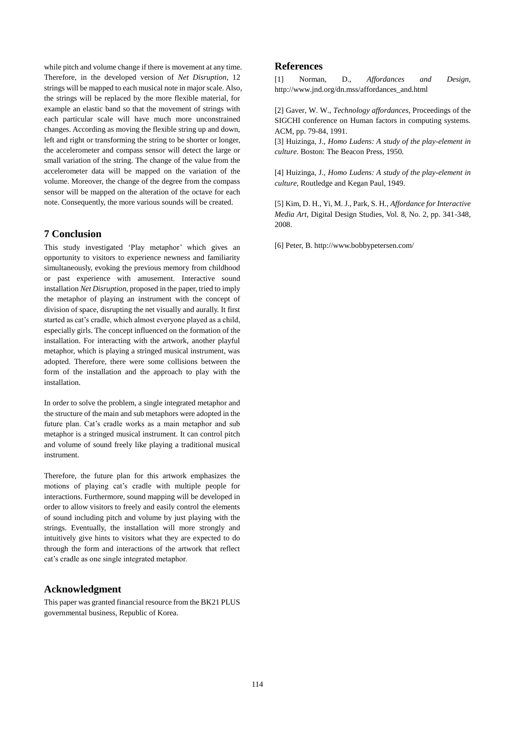while pitch and volume change if there is movement at any time. Therefore, in the developed version of *Net Disruption*, 12 strings will be mapped to each musical note in major scale. Also, the strings will be replaced by the more flexible material, for example an elastic band so that the movement of strings with each particular scale will have much more unconstrained changes. According as moving the flexible string up and down, left and right or transforming the string to be shorter or longer, the accelerometer and compass sensor will detect the large or small variation of the string. The change of the value from the accelerometer data will be mapped on the variation of the volume. Moreover, the change of the degree from the compass sensor will be mapped on the alteration of the octave for each note. Consequently, the more various sounds will be created.

## 7 Conclusion

This study investigated 'Play metaphor' which gives an opportunity to visitors to experience newness and familiarity simultaneously, evoking the previous memory from childhood or past experience with amusement. Interactive sound installation *Net Disruption*, proposed in the paper, tried to imply the metaphor of playing an instrument with the concept of division of space, disrupting the net visually and aurally. It first started as cat's cradle, which almost everyone played as a child, especially girls. The concept influenced on the formation of the installation. For interacting with the artwork, another playful metaphor, which is playing a stringed musical instrument, was adopted. Therefore, there were some collisions between the form of the installation and the approach to play with the installation.

In order to solve the problem, a single integrated metaphor and the structure of the main and sub metaphors were adopted in the future plan. Cat's cradle works as a main metaphor and sub metaphor is a stringed musical instrument. It can control pitch and volume of sound freely like playing a traditional musical instrument.

Therefore, the future plan for this artwork emphasizes the motions of playing cat's cradle with multiple people for interactions. Furthermore, sound mapping will be developed in order to allow visitors to freely and easily control the elements of sound including pitch and volume by just playing with the strings. Eventually, the installation will more strongly and intuitively give hints to visitors what they are expected to do through the form and interactions of the artwork that reflect cat's cradle as one single integrated metaphor.

## Acknowledgment

This paper was granted financial resource from the BK21 PLUS governmental business, Republic of Korea.

## References

[1] Norman, D., *Affordances and Design*, http://www.jnd.org/dn.mss/affordances_and.html

[2] Gaver, W. W., *Technology affordances*, Proceedings of the SIGCHI conference on Human factors in computing systems. ACM, pp. 79-84, 1991.

[3] Huizinga, J., *Homo Ludens: A study of the play-element in culture*. Boston: The Beacon Press, 1950.

[4] Huizinga, J., *Homo Ludens: A study of the play-element in culture*, Routledge and Kegan Paul, 1949.

[5] Kim, D. H., Yi, M. J., Park, S. H., *Affordance for Interactive Media Art*, Digital Design Studies, Vol. 8, No. 2, pp. 341-348, 2008.

[6] Peter, B. http://www.bobbypetersen.com/